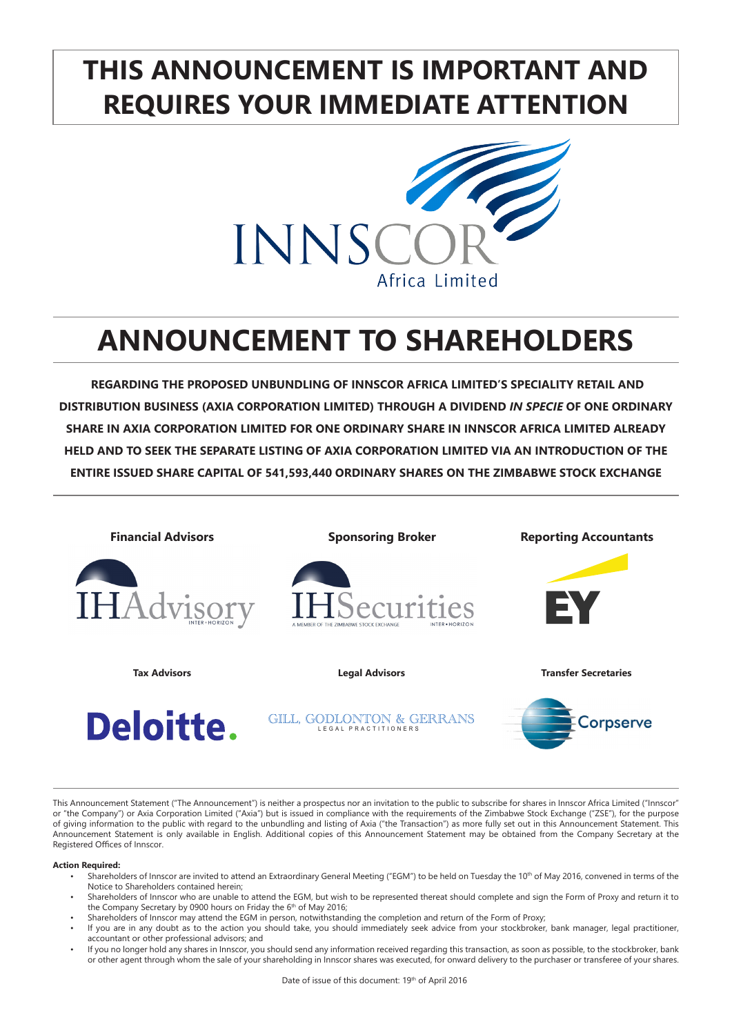# THIS ANNOUNCEMENT IS IMPORTANT AND REQUIRES YOUR IMMEDIATE ATTENTION

INNSCOR Africa Limited

# ANNOUNCEMENT TO SHAREHOLDERS

**REGARDING THE PROPOSED UNBUNDLING OF INNSCOR AFRICA LIMITED'S SPECIALITY RETAIL AND DISTRIBUTION BUSINESS (AXIA CORPORATION LIMITED) THROUGH A DIVIDEND *IN SPECIE* OF ONE ORDINARY SHARE IN AXIA CORPORATION LIMITED FOR ONE ORDINARY SHARE IN INNSCOR AFRICA LIMITED ALREADY HELD AND TO SEEK THE SEPARATE LISTING OF AXIA CORPORATION LIMITED VIA AN INTRODUCTION OF THE ENTIRE ISSUED SHARE CAPITAL OF 541,593,440 ORDINARY SHARES ON THE ZIMBABWE STOCK EXCHANGE**

**Financial Advisors**
IHAdvisory

**Sponsoring Broker**
IHSecurities

**Reporting Accountants**
EY

**Tax Advisors**
Deloitte.

**Legal Advisors**
GILL, GODLONTON & GERRANS LEGAL PRACTITIONERS

**Transfer Secretaries**
Corpserve

This Announcement Statement ("The Announcement") is neither a prospectus nor an invitation to the public to subscribe for shares in Innscor Africa Limited ("Innscor" or "the Company") or Axia Corporation Limited ("Axia") but is issued in compliance with the requirements of the Zimbabwe Stock Exchange ("ZSE"), for the purpose of giving information to the public with regard to the unbundling and listing of Axia ("the Transaction") as more fully set out in this Announcement Statement. This Announcement Statement is only available in English. Additional copies of this Announcement Statement may be obtained from the Company Secretary at the Registered Offices of Innscor.

**Action Required:**

- Shareholders of Innscor are invited to attend an Extraordinary General Meeting ("EGM") to be held on Tuesday the 10th of May 2016, convened in terms of the Notice to Shareholders contained herein;
- Shareholders of Innscor who are unable to attend the EGM, but wish to be represented thereat should complete and sign the Form of Proxy and return it to the Company Secretary by 0900 hours on Friday the 6th of May 2016;
- Shareholders of Innscor may attend the EGM in person, notwithstanding the completion and return of the Form of Proxy;
- If you are in any doubt as to the action you should take, you should immediately seek advice from your stockbroker, bank manager, legal practitioner, accountant or other professional advisors; and
- If you no longer hold any shares in Innscor, you should send any information received regarding this transaction, as soon as possible, to the stockbroker, bank or other agent through whom the sale of your shareholding in Innscor shares was executed, for onward delivery to the purchaser or transferee of your shares.

Date of issue of this document: 19th of April 2016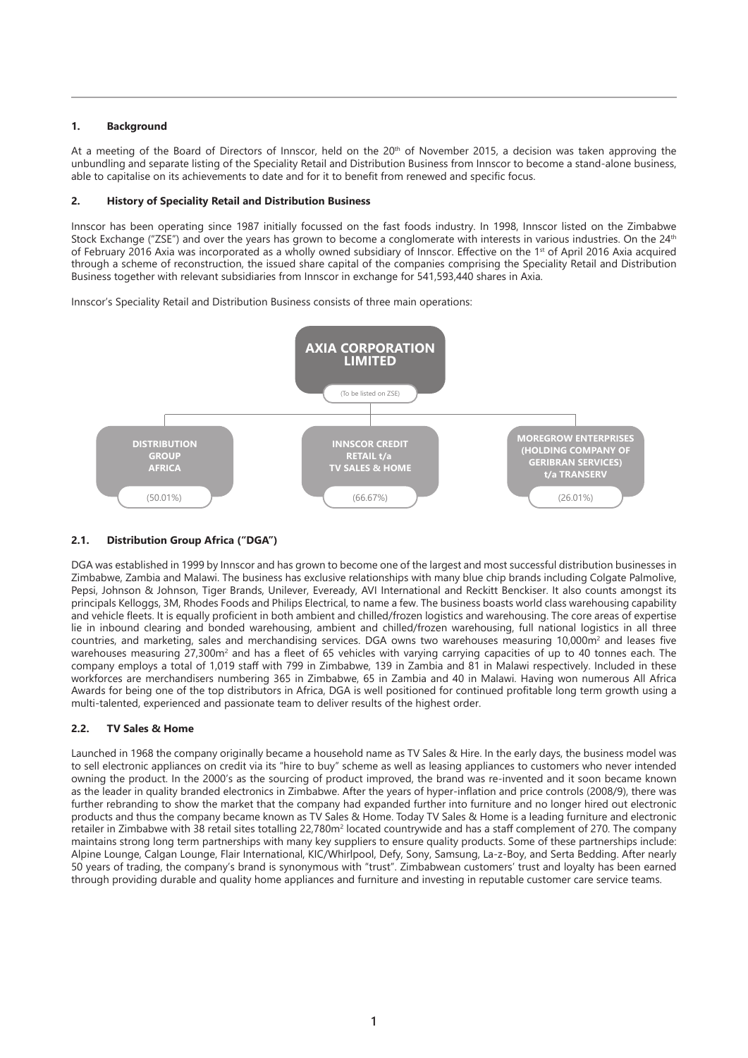## 1. Background

At a meeting of the Board of Directors of Innscor, held on the 20th of November 2015, a decision was taken approving the unbundling and separate listing of the Speciality Retail and Distribution Business from Innscor to become a stand-alone business, able to capitalise on its achievements to date and for it to benefit from renewed and specific focus.

## 2. History of Speciality Retail and Distribution Business

Innscor has been operating since 1987 initially focussed on the fast foods industry. In 1998, Innscor listed on the Zimbabwe Stock Exchange ("ZSE") and over the years has grown to become a conglomerate with interests in various industries. On the 24th of February 2016 Axia was incorporated as a wholly owned subsidiary of Innscor. Effective on the 1st of April 2016 Axia acquired through a scheme of reconstruction, the issued share capital of the companies comprising the Speciality Retail and Distribution Business together with relevant subsidiaries from Innscor in exchange for 541,593,440 shares in Axia.

Innscor's Speciality Retail and Distribution Business consists of three main operations:

AXIA CORPORATION LIMITED

(To be listed on ZSE)

DISTRIBUTION GROUP AFRICA

(50.01%)

INNSCOR CREDIT RETAIL t/a TV SALES & HOME

(66.67%)

MOREGROW ENTERPRISES (HOLDING COMPANY OF GERIBRAN SERVICES) t/a TRANSERV

(26.01%)

### 2.1. Distribution Group Africa ("DGA")

DGA was established in 1999 by Innscor and has grown to become one of the largest and most successful distribution businesses in Zimbabwe, Zambia and Malawi. The business has exclusive relationships with many blue chip brands including Colgate Palmolive, Pepsi, Johnson & Johnson, Tiger Brands, Unilever, Eveready, AVI International and Reckitt Benckiser. It also counts amongst its principals Kelloggs, 3M, Rhodes Foods and Philips Electrical, to name a few. The business boasts world class warehousing capability and vehicle fleets. It is equally proficient in both ambient and chilled/frozen logistics and warehousing. The core areas of expertise lie in inbound clearing and bonded warehousing, ambient and chilled/frozen warehousing, full national logistics in all three countries, and marketing, sales and merchandising services. DGA owns two warehouses measuring 10,000m² and leases five warehouses measuring 27,300m² and has a fleet of 65 vehicles with varying carrying capacities of up to 40 tonnes each. The company employs a total of 1,019 staff with 799 in Zimbabwe, 139 in Zambia and 81 in Malawi respectively. Included in these workforces are merchandisers numbering 365 in Zimbabwe, 65 in Zambia and 40 in Malawi. Having won numerous All Africa Awards for being one of the top distributors in Africa, DGA is well positioned for continued profitable long term growth using a multi-talented, experienced and passionate team to deliver results of the highest order.

### 2.2. TV Sales & Home

Launched in 1968 the company originally became a household name as TV Sales & Hire. In the early days, the business model was to sell electronic appliances on credit via its "hire to buy" scheme as well as leasing appliances to customers who never intended owning the product. In the 2000's as the sourcing of product improved, the brand was re-invented and it soon became known as the leader in quality branded electronics in Zimbabwe. After the years of hyper-inflation and price controls (2008/9), there was further rebranding to show the market that the company had expanded further into furniture and no longer hired out electronic products and thus the company became known as TV Sales & Home. Today TV Sales & Home is a leading furniture and electronic retailer in Zimbabwe with 38 retail sites totalling 22,780m² located countrywide and has a staff complement of 270. The company maintains strong long term partnerships with many key suppliers to ensure quality products. Some of these partnerships include: Alpine Lounge, Calgan Lounge, Flair International, KIC/Whirlpool, Defy, Sony, Samsung, La-z-Boy, and Serta Bedding. After nearly 50 years of trading, the company's brand is synonymous with "trust". Zimbabwean customers' trust and loyalty has been earned through providing durable and quality home appliances and furniture and investing in reputable customer care service teams.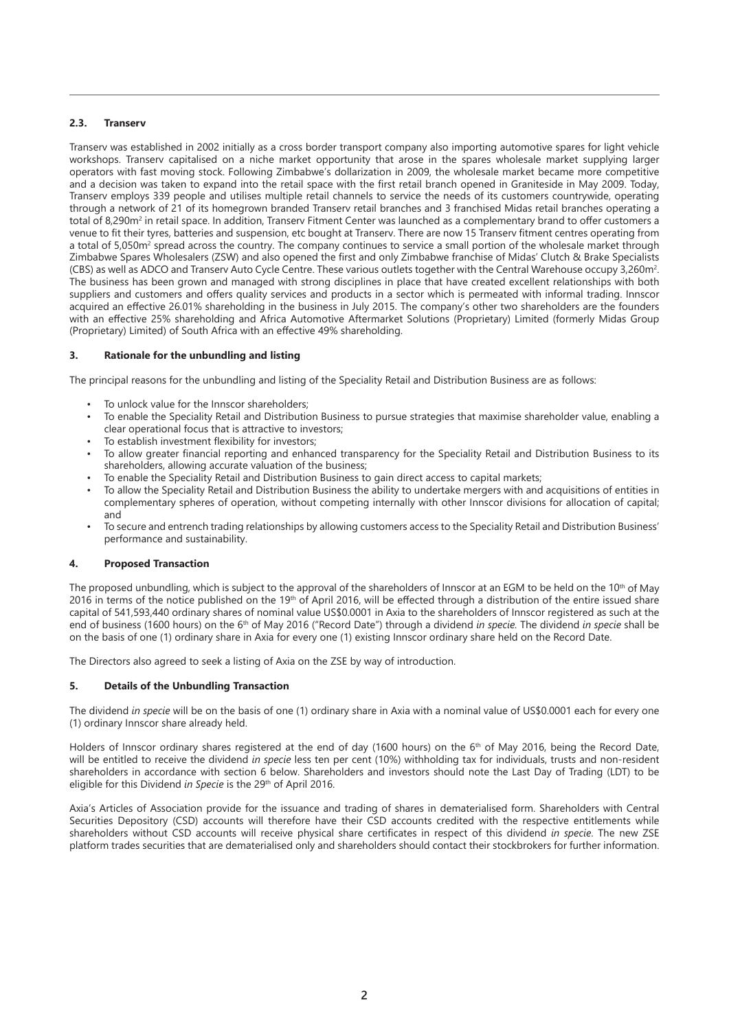### 2.3. Transerv

Transerv was established in 2002 initially as a cross border transport company also importing automotive spares for light vehicle workshops. Transerv capitalised on a niche market opportunity that arose in the spares wholesale market supplying larger operators with fast moving stock. Following Zimbabwe's dollarization in 2009, the wholesale market became more competitive and a decision was taken to expand into the retail space with the first retail branch opened in Graniteside in May 2009. Today, Transerv employs 339 people and utilises multiple retail channels to service the needs of its customers countrywide, operating through a network of 21 of its homegrown branded Transerv retail branches and 3 franchised Midas retail branches operating a total of 8,290m$^2$ in retail space. In addition, Transerv Fitment Center was launched as a complementary brand to offer customers a venue to fit their tyres, batteries and suspension, etc bought at Transerv. There are now 15 Transerv fitment centres operating from a total of 5,050m$^2$ spread across the country. The company continues to service a small portion of the wholesale market through Zimbabwe Spares Wholesalers (ZSW) and also opened the first and only Zimbabwe franchise of Midas' Clutch & Brake Specialists (CBS) as well as ADCO and Transerv Auto Cycle Centre. These various outlets together with the Central Warehouse occupy 3,260m$^2$. The business has been grown and managed with strong disciplines in place that have created excellent relationships with both suppliers and customers and offers quality services and products in a sector which is permeated with informal trading. Innscor acquired an effective 26.01% shareholding in the business in July 2015. The company's other two shareholders are the founders with an effective 25% shareholding and Africa Automotive Aftermarket Solutions (Proprietary) Limited (formerly Midas Group (Proprietary) Limited) of South Africa with an effective 49% shareholding.

## 3. Rationale for the unbundling and listing

The principal reasons for the unbundling and listing of the Speciality Retail and Distribution Business are as follows:

- To unlock value for the Innscor shareholders;
- To enable the Speciality Retail and Distribution Business to pursue strategies that maximise shareholder value, enabling a clear operational focus that is attractive to investors;
- To establish investment flexibility for investors;
- To allow greater financial reporting and enhanced transparency for the Speciality Retail and Distribution Business to its shareholders, allowing accurate valuation of the business;
- To enable the Speciality Retail and Distribution Business to gain direct access to capital markets;
- To allow the Speciality Retail and Distribution Business the ability to undertake mergers with and acquisitions of entities in complementary spheres of operation, without competing internally with other Innscor divisions for allocation of capital; and
- To secure and entrench trading relationships by allowing customers access to the Speciality Retail and Distribution Business' performance and sustainability.

## 4. Proposed Transaction

The proposed unbundling, which is subject to the approval of the shareholders of Innscor at an EGM to be held on the 10th of May 2016 in terms of the notice published on the 19th of April 2016, will be effected through a distribution of the entire issued share capital of 541,593,440 ordinary shares of nominal value US$0.0001 in Axia to the shareholders of Innscor registered as such at the end of business (1600 hours) on the 6th of May 2016 ("Record Date") through a dividend *in specie*. The dividend *in specie* shall be on the basis of one (1) ordinary share in Axia for every one (1) existing Innscor ordinary share held on the Record Date.

The Directors also agreed to seek a listing of Axia on the ZSE by way of introduction.

## 5. Details of the Unbundling Transaction

The dividend *in specie* will be on the basis of one (1) ordinary share in Axia with a nominal value of US$0.0001 each for every one (1) ordinary Innscor share already held.

Holders of Innscor ordinary shares registered at the end of day (1600 hours) on the 6th of May 2016, being the Record Date, will be entitled to receive the dividend *in specie* less ten per cent (10%) withholding tax for individuals, trusts and non-resident shareholders in accordance with section 6 below. Shareholders and investors should note the Last Day of Trading (LDT) to be eligible for this Dividend *in Specie* is the 29th of April 2016.

Axia's Articles of Association provide for the issuance and trading of shares in dematerialised form. Shareholders with Central Securities Depository (CSD) accounts will therefore have their CSD accounts credited with the respective entitlements while shareholders without CSD accounts will receive physical share certificates in respect of this dividend *in specie*. The new ZSE platform trades securities that are dematerialised only and shareholders should contact their stockbrokers for further information.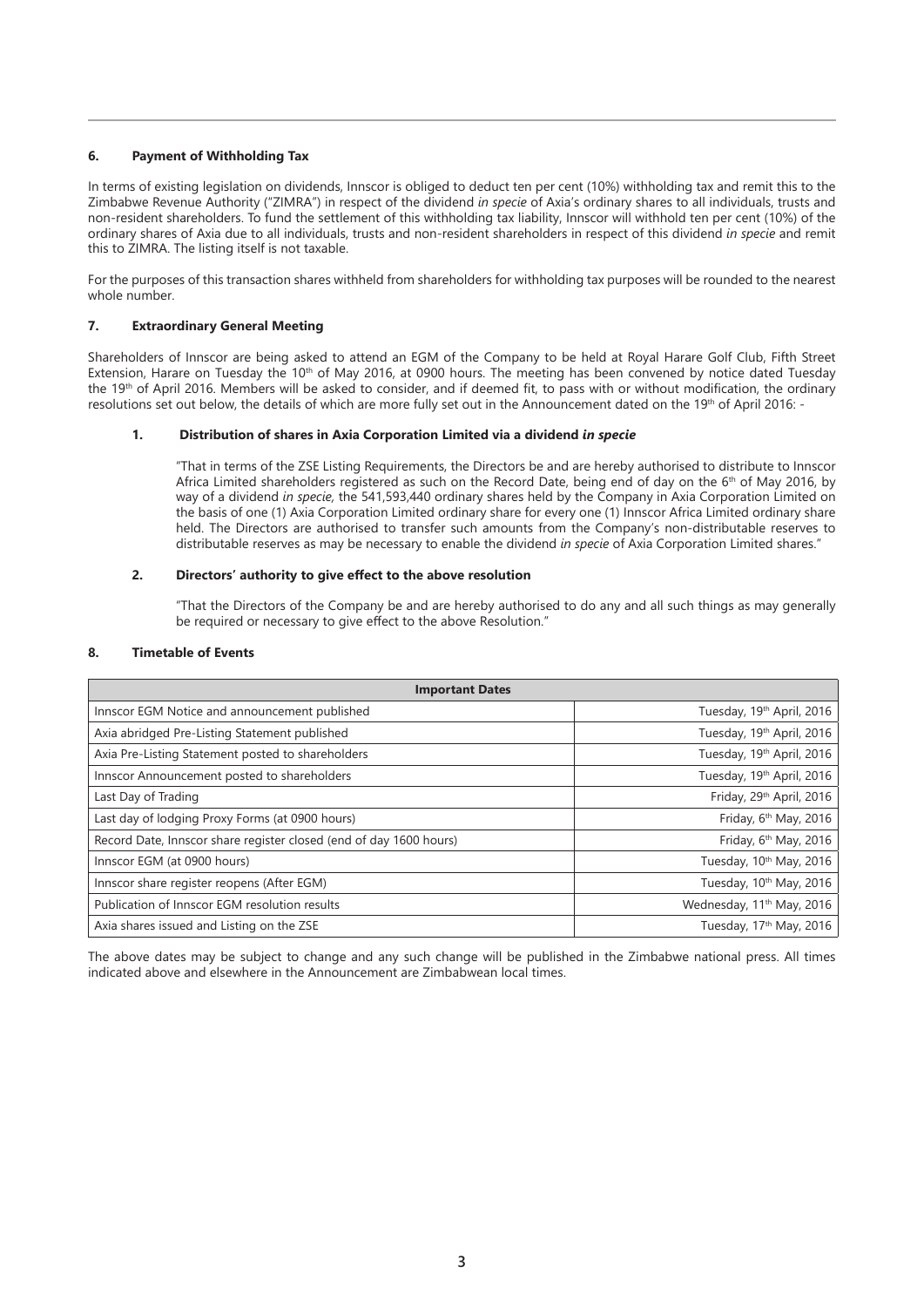### 6. Payment of Withholding Tax

In terms of existing legislation on dividends, Innscor is obliged to deduct ten per cent (10%) withholding tax and remit this to the Zimbabwe Revenue Authority ("ZIMRA") in respect of the dividend *in specie* of Axia's ordinary shares to all individuals, trusts and non-resident shareholders. To fund the settlement of this withholding tax liability, Innscor will withhold ten per cent (10%) of the ordinary shares of Axia due to all individuals, trusts and non-resident shareholders in respect of this dividend *in specie* and remit this to ZIMRA. The listing itself is not taxable.

For the purposes of this transaction shares withheld from shareholders for withholding tax purposes will be rounded to the nearest whole number.

### 7. Extraordinary General Meeting

Shareholders of Innscor are being asked to attend an EGM of the Company to be held at Royal Harare Golf Club, Fifth Street Extension, Harare on Tuesday the 10th of May 2016, at 0900 hours. The meeting has been convened by notice dated Tuesday the 19th of April 2016. Members will be asked to consider, and if deemed fit, to pass with or without modification, the ordinary resolutions set out below, the details of which are more fully set out in the Announcement dated on the 19th of April 2016: -

#### 1. Distribution of shares in Axia Corporation Limited via a dividend *in specie*

"That in terms of the ZSE Listing Requirements, the Directors be and are hereby authorised to distribute to Innscor Africa Limited shareholders registered as such on the Record Date, being end of day on the 6th of May 2016, by way of a dividend *in specie,* the 541,593,440 ordinary shares held by the Company in Axia Corporation Limited on the basis of one (1) Axia Corporation Limited ordinary share for every one (1) Innscor Africa Limited ordinary share held. The Directors are authorised to transfer such amounts from the Company's non-distributable reserves to distributable reserves as may be necessary to enable the dividend *in specie* of Axia Corporation Limited shares."

#### 2. Directors' authority to give effect to the above resolution

"That the Directors of the Company be and are hereby authorised to do any and all such things as may generally be required or necessary to give effect to the above Resolution."

### 8. Timetable of Events

| Important Dates | |
|---|---|
| Innscor EGM Notice and announcement published | Tuesday, 19th April, 2016 |
| Axia abridged Pre-Listing Statement published | Tuesday, 19th April, 2016 |
| Axia Pre-Listing Statement posted to shareholders | Tuesday, 19th April, 2016 |
| Innscor Announcement posted to shareholders | Tuesday, 19th April, 2016 |
| Last Day of Trading | Friday, 29th April, 2016 |
| Last day of lodging Proxy Forms (at 0900 hours) | Friday, 6th May, 2016 |
| Record Date, Innscor share register closed (end of day 1600 hours) | Friday, 6th May, 2016 |
| Innscor EGM (at 0900 hours) | Tuesday, 10th May, 2016 |
| Innscor share register reopens (After EGM) | Tuesday, 10th May, 2016 |
| Publication of Innscor EGM resolution results | Wednesday, 11th May, 2016 |
| Axia shares issued and Listing on the ZSE | Tuesday, 17th May, 2016 |

The above dates may be subject to change and any such change will be published in the Zimbabwe national press. All times indicated above and elsewhere in the Announcement are Zimbabwean local times.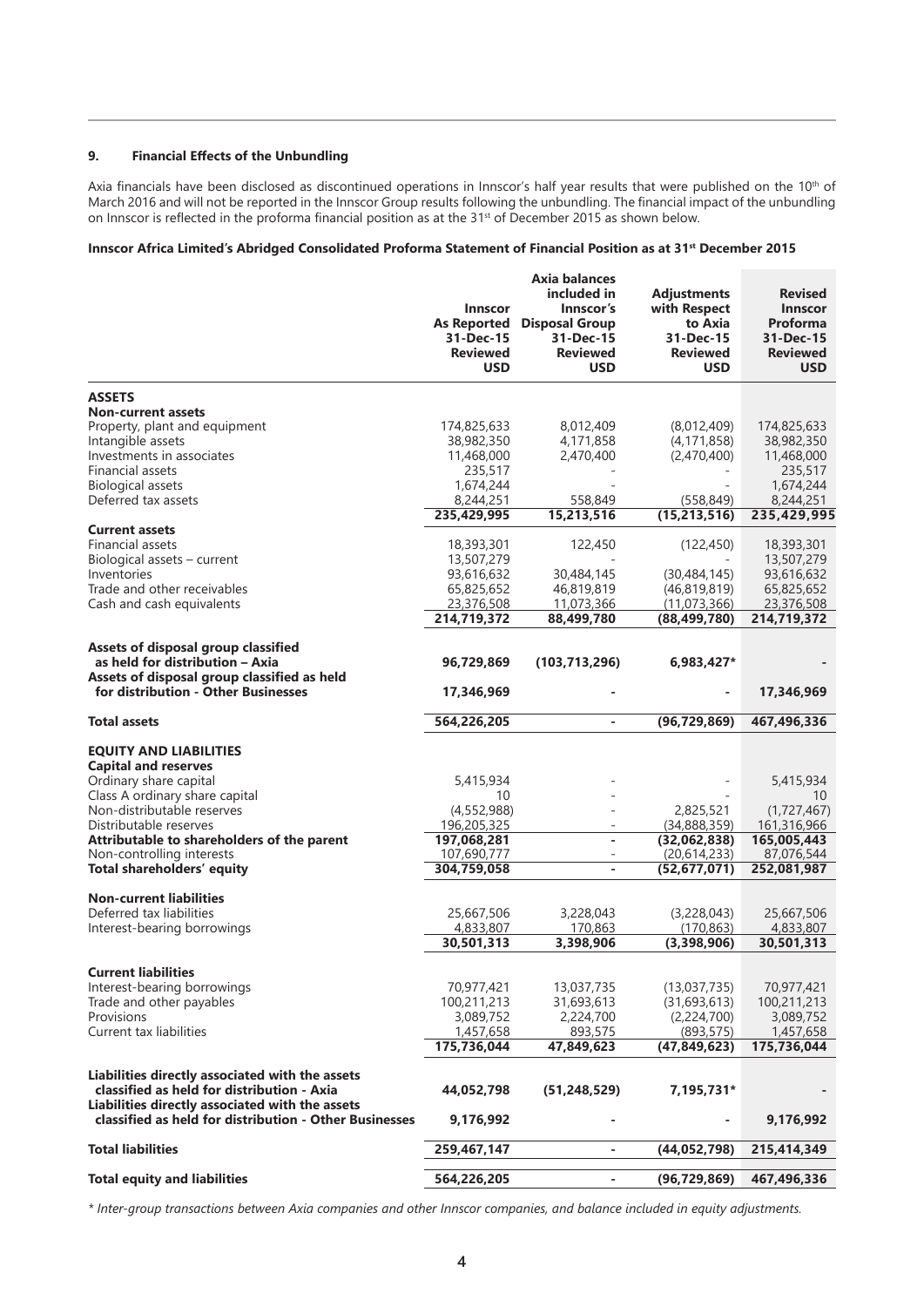## 9. Financial Effects of the Unbundling

Axia financials have been disclosed as discontinued operations in Innscor's half year results that were published on the 10th of March 2016 and will not be reported in the Innscor Group results following the unbundling. The financial impact of the unbundling on Innscor is reflected in the proforma financial position as at the 31st of December 2015 as shown below.

### Innscor Africa Limited's Abridged Consolidated Proforma Statement of Financial Position as at 31st December 2015

| | Innscor As Reported 31-Dec-15 Reviewed USD | Axia balances included in Innscor's Disposal Group 31-Dec-15 Reviewed USD | Adjustments with Respect to Axia 31-Dec-15 Reviewed USD | Revised Innscor Proforma 31-Dec-15 Reviewed USD |
|---|---|---|---|---|
| **ASSETS** | | | | |
| **Non-current assets** | | | | |
| Property, plant and equipment | 174,825,633 | 8,012,409 | (8,012,409) | 174,825,633 |
| Intangible assets | 38,982,350 | 4,171,858 | (4,171,858) | 38,982,350 |
| Investments in associates | 11,468,000 | 2,470,400 | (2,470,400) | 11,468,000 |
| Financial assets | 235,517 | - | - | 235,517 |
| Biological assets | 1,674,244 | - | - | 1,674,244 |
| Deferred tax assets | 8,244,251 | 558,849 | (558,849) | 8,244,251 |
| | **235,429,995** | **15,213,516** | **(15,213,516)** | **235,429,995** |
| **Current assets** | | | | |
| Financial assets | 18,393,301 | 122,450 | (122,450) | 18,393,301 |
| Biological assets – current | 13,507,279 | - | - | 13,507,279 |
| Inventories | 93,616,632 | 30,484,145 | (30,484,145) | 93,616,632 |
| Trade and other receivables | 65,825,652 | 46,819,819 | (46,819,819) | 65,825,652 |
| Cash and cash equivalents | 23,376,508 | 11,073,366 | (11,073,366) | 23,376,508 |
| | **214,719,372** | **88,499,780** | **(88,499,780)** | **214,719,372** |
| **Assets of disposal group classified as held for distribution – Axia** | **96,729,869** | **(103,713,296)** | **6,983,427*** | **-** |
| **Assets of disposal group classified as held for distribution - Other Businesses** | **17,346,969** | **-** | **-** | **17,346,969** |
| **Total assets** | **564,226,205** | **-** | **(96,729,869)** | **467,496,336** |
| **EQUITY AND LIABILITIES** | | | | |
| **Capital and reserves** | | | | |
| Ordinary share capital | 5,415,934 | - | - | 5,415,934 |
| Class A ordinary share capital | 10 | - | - | 10 |
| Non-distributable reserves | (4,552,988) | - | 2,825,521 | (1,727,467) |
| Distributable reserves | 196,205,325 | - | (34,888,359) | 161,316,966 |
| **Attributable to shareholders of the parent** | **197,068,281** | **-** | **(32,062,838)** | **165,005,443** |
| Non-controlling interests | 107,690,777 | - | (20,614,233) | 87,076,544 |
| **Total shareholders' equity** | **304,759,058** | **-** | **(52,677,071)** | **252,081,987** |
| **Non-current liabilities** | | | | |
| Deferred tax liabilities | 25,667,506 | 3,228,043 | (3,228,043) | 25,667,506 |
| Interest-bearing borrowings | 4,833,807 | 170,863 | (170,863) | 4,833,807 |
| | **30,501,313** | **3,398,906** | **(3,398,906)** | **30,501,313** |
| **Current liabilities** | | | | |
| Interest-bearing borrowings | 70,977,421 | 13,037,735 | (13,037,735) | 70,977,421 |
| Trade and other payables | 100,211,213 | 31,693,613 | (31,693,613) | 100,211,213 |
| Provisions | 3,089,752 | 2,224,700 | (2,224,700) | 3,089,752 |
| Current tax liabilities | 1,457,658 | 893,575 | (893,575) | 1,457,658 |
| | **175,736,044** | **47,849,623** | **(47,849,623)** | **175,736,044** |
| **Liabilities directly associated with the assets classified as held for distribution - Axia** | **44,052,798** | **(51,248,529)** | **7,195,731*** | **-** |
| **Liabilities directly associated with the assets classified as held for distribution - Other Businesses** | **9,176,992** | **-** | **-** | **9,176,992** |
| **Total liabilities** | **259,467,147** | **-** | **(44,052,798)** | **215,414,349** |
| **Total equity and liabilities** | **564,226,205** | **-** | **(96,729,869)** | **467,496,336** |

*\* Inter-group transactions between Axia companies and other Innscor companies, and balance included in equity adjustments.*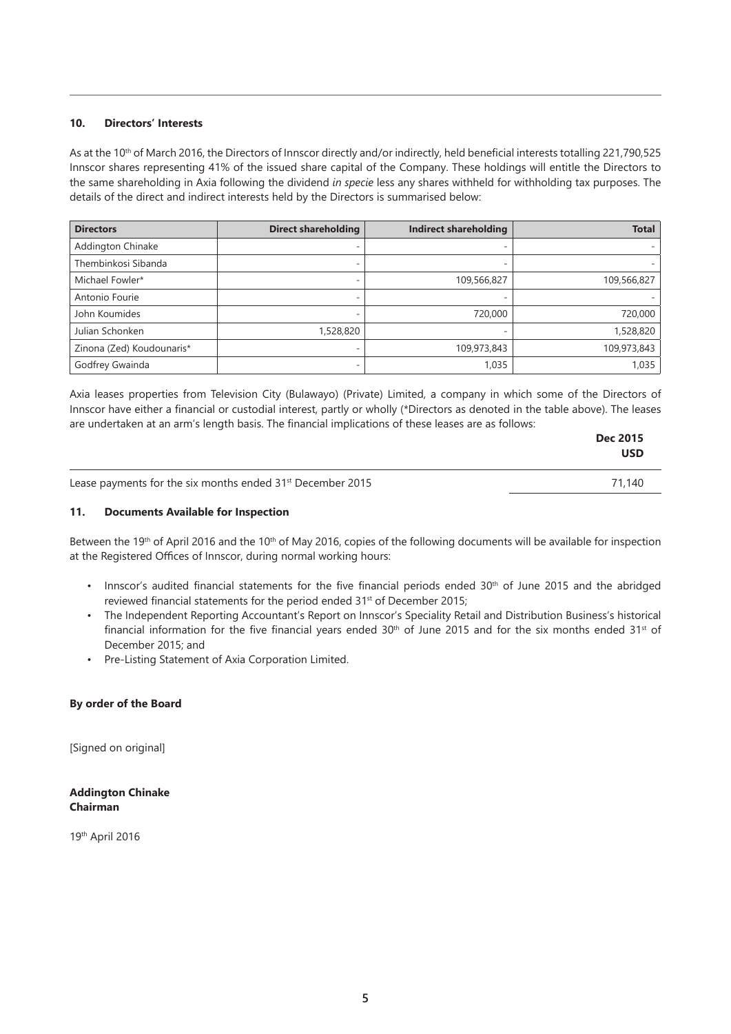## 10. Directors' Interests

As at the 10th of March 2016, the Directors of Innscor directly and/or indirectly, held beneficial interests totalling 221,790,525 Innscor shares representing 41% of the issued share capital of the Company. These holdings will entitle the Directors to the same shareholding in Axia following the dividend *in specie* less any shares withheld for withholding tax purposes. The details of the direct and indirect interests held by the Directors is summarised below:

| Directors | Direct shareholding | Indirect shareholding | Total |
|---|---|---|---|
| Addington Chinake | - | - | - |
| Thembinkosi Sibanda | - | - | - |
| Michael Fowler* | - | 109,566,827 | 109,566,827 |
| Antonio Fourie | - | - | - |
| John Koumides | - | 720,000 | 720,000 |
| Julian Schonken | 1,528,820 | - | 1,528,820 |
| Zinona (Zed) Koudounaris* | - | 109,973,843 | 109,973,843 |
| Godfrey Gwainda | - | 1,035 | 1,035 |

Axia leases properties from Television City (Bulawayo) (Private) Limited, a company in which some of the Directors of Innscor have either a financial or custodial interest, partly or wholly (*Directors as denoted in the table above). The leases are undertaken at an arm's length basis. The financial implications of these leases are as follows:

| | Dec 2015 USD |
|---|---|
| Lease payments for the six months ended 31st December 2015 | 71,140 |

## 11. Documents Available for Inspection

Between the 19th of April 2016 and the 10th of May 2016, copies of the following documents will be available for inspection at the Registered Offices of Innscor, during normal working hours:

- Innscor's audited financial statements for the five financial periods ended 30th of June 2015 and the abridged reviewed financial statements for the period ended 31st of December 2015;
- The Independent Reporting Accountant's Report on Innscor's Speciality Retail and Distribution Business's historical financial information for the five financial years ended 30th of June 2015 and for the six months ended 31st of December 2015; and
- Pre-Listing Statement of Axia Corporation Limited.

**By order of the Board**

[Signed on original]

**Addington Chinake**
**Chairman**

19th April 2016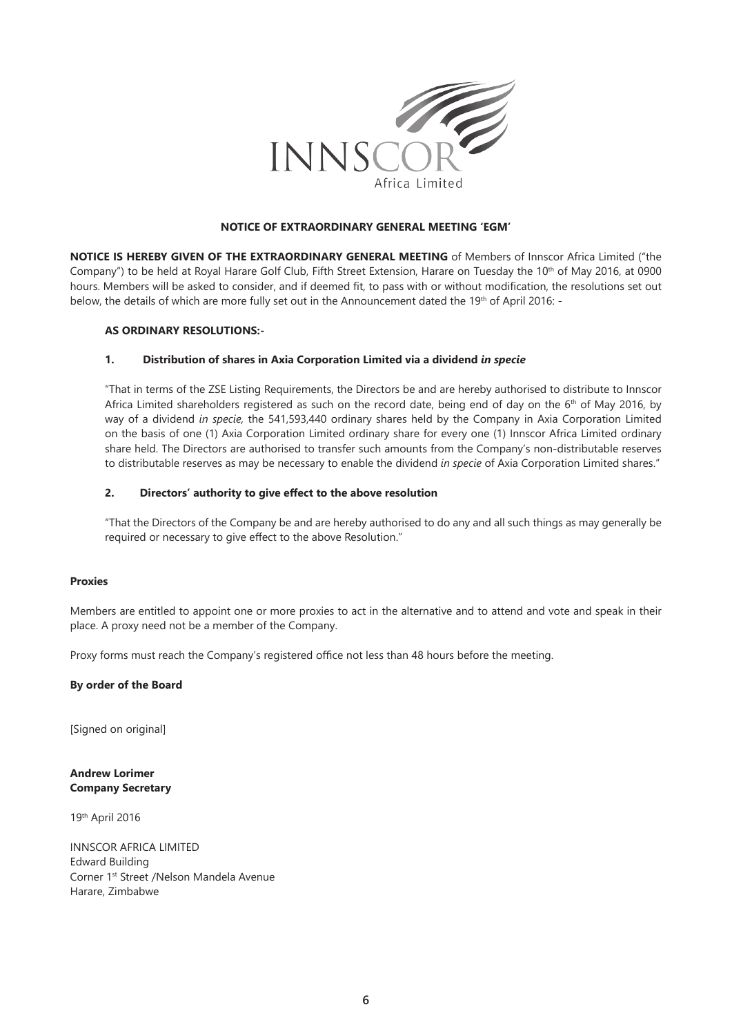**NOTICE OF EXTRAORDINARY GENERAL MEETING 'EGM'**

**NOTICE IS HEREBY GIVEN OF THE EXTRAORDINARY GENERAL MEETING** of Members of Innscor Africa Limited ("the Company") to be held at Royal Harare Golf Club, Fifth Street Extension, Harare on Tuesday the 10th of May 2016, at 0900 hours. Members will be asked to consider, and if deemed fit, to pass with or without modification, the resolutions set out below, the details of which are more fully set out in the Announcement dated the 19th of April 2016: -

**AS ORDINARY RESOLUTIONS:-**

**1. Distribution of shares in Axia Corporation Limited via a dividend *in specie***

"That in terms of the ZSE Listing Requirements, the Directors be and are hereby authorised to distribute to Innscor Africa Limited shareholders registered as such on the record date, being end of day on the 6th of May 2016, by way of a dividend *in specie,* the 541,593,440 ordinary shares held by the Company in Axia Corporation Limited on the basis of one (1) Axia Corporation Limited ordinary share for every one (1) Innscor Africa Limited ordinary share held. The Directors are authorised to transfer such amounts from the Company's non-distributable reserves to distributable reserves as may be necessary to enable the dividend *in specie* of Axia Corporation Limited shares."

**2. Directors' authority to give effect to the above resolution**

"That the Directors of the Company be and are hereby authorised to do any and all such things as may generally be required or necessary to give effect to the above Resolution."

**Proxies**

Members are entitled to appoint one or more proxies to act in the alternative and to attend and vote and speak in their place. A proxy need not be a member of the Company.

Proxy forms must reach the Company's registered office not less than 48 hours before the meeting.

**By order of the Board**

[Signed on original]

**Andrew Lorimer**
**Company Secretary**

19th April 2016

INNSCOR AFRICA LIMITED
Edward Building
Corner 1st Street /Nelson Mandela Avenue
Harare, Zimbabwe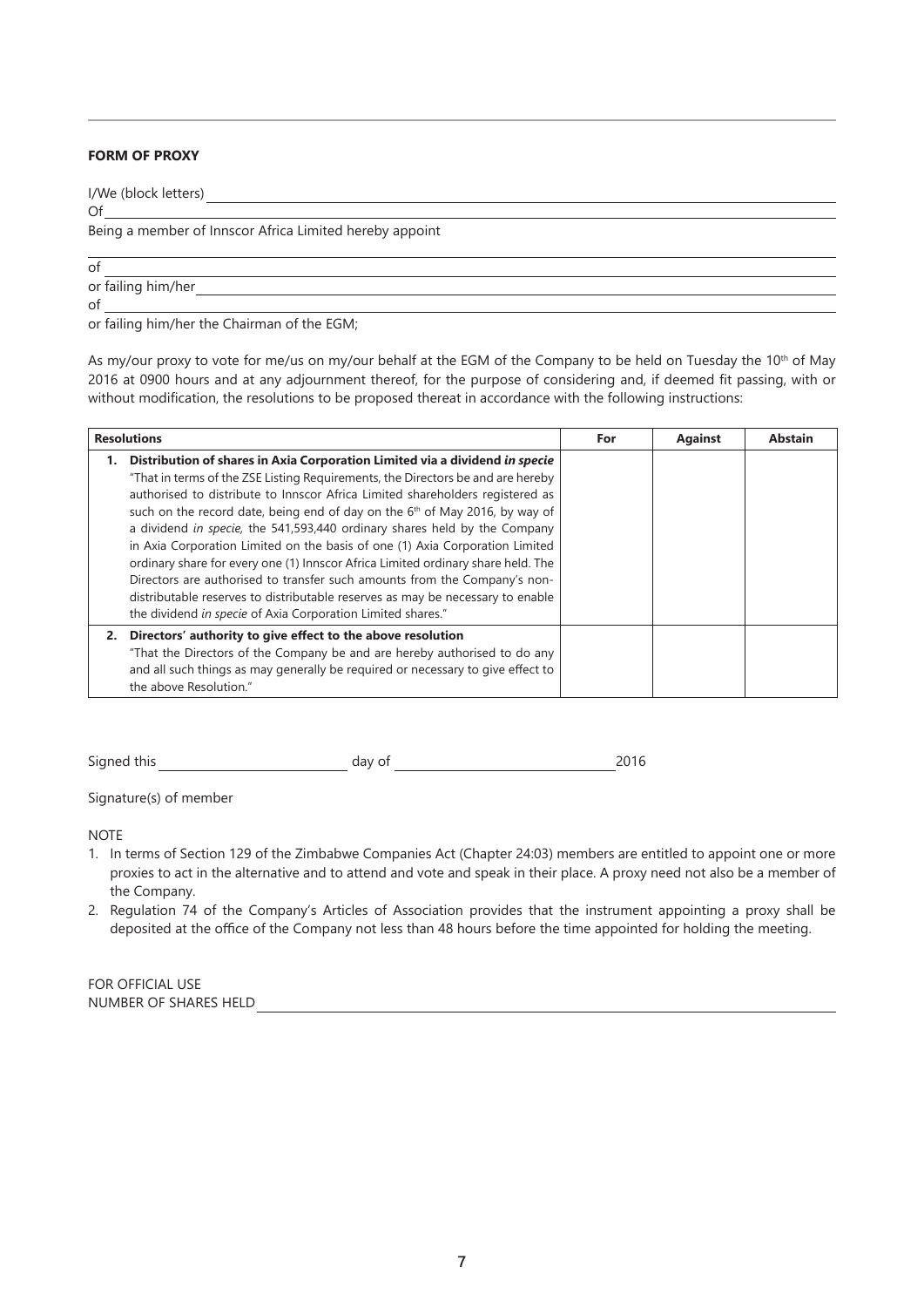**FORM OF PROXY**

I/We (block letters) \_\_\_\_\_\_\_\_\_\_\_\_\_\_\_\_\_\_\_\_\_\_\_\_\_\_\_\_\_\_\_\_\_\_\_\_\_\_\_\_\_\_\_\_

Of \_\_\_\_\_\_\_\_\_\_\_\_\_\_\_\_\_\_\_\_\_\_\_\_\_\_\_\_\_\_\_\_\_\_\_\_\_\_\_\_\_\_\_\_\_\_\_\_\_\_\_\_\_\_\_

Being a member of Innscor Africa Limited hereby appoint

\_\_\_\_\_\_\_\_\_\_\_\_\_\_\_\_\_\_\_\_\_\_\_\_\_\_\_\_\_\_\_\_\_\_\_\_\_\_\_\_\_\_\_\_\_\_\_\_\_\_\_\_\_\_\_\_\_\_

of \_\_\_\_\_\_\_\_\_\_\_\_\_\_\_\_\_\_\_\_\_\_\_\_\_\_\_\_\_\_\_\_\_\_\_\_\_\_\_\_\_\_\_\_\_\_\_\_\_\_\_\_\_\_\_

or failing him/her \_\_\_\_\_\_\_\_\_\_\_\_\_\_\_\_\_\_\_\_\_\_\_\_\_\_\_\_\_\_\_\_\_\_\_\_\_\_\_\_\_\_\_\_\_

of \_\_\_\_\_\_\_\_\_\_\_\_\_\_\_\_\_\_\_\_\_\_\_\_\_\_\_\_\_\_\_\_\_\_\_\_\_\_\_\_\_\_\_\_\_\_\_\_\_\_\_\_\_\_\_

or failing him/her the Chairman of the EGM;

As my/our proxy to vote for me/us on my/our behalf at the EGM of the Company to be held on Tuesday the 10th of May 2016 at 0900 hours and at any adjournment thereof, for the purpose of considering and, if deemed fit passing, with or without modification, the resolutions to be proposed thereat in accordance with the following instructions:

| Resolutions | For | Against | Abstain |
|---|---|---|---|
| **1. Distribution of shares in Axia Corporation Limited via a dividend *in specie***<br>"That in terms of the ZSE Listing Requirements, the Directors be and are hereby authorised to distribute to Innscor Africa Limited shareholders registered as such on the record date, being end of day on the 6th of May 2016, by way of a dividend *in specie*, the 541,593,440 ordinary shares held by the Company in Axia Corporation Limited on the basis of one (1) Axia Corporation Limited ordinary share for every one (1) Innscor Africa Limited ordinary share held. The Directors are authorised to transfer such amounts from the Company's non-distributable reserves to distributable reserves as may be necessary to enable the dividend *in specie* of Axia Corporation Limited shares." | | | |
| **2. Directors' authority to give effect to the above resolution**<br>"That the Directors of the Company be and are hereby authorised to do any and all such things as may generally be required or necessary to give effect to the above Resolution." | | | |

Signed this \_\_\_\_\_\_\_\_\_\_\_\_\_\_\_\_\_\_ day of \_\_\_\_\_\_\_\_\_\_\_\_\_\_\_\_\_\_\_\_\_\_ 2016

Signature(s) of member

NOTE

1. In terms of Section 129 of the Zimbabwe Companies Act (Chapter 24:03) members are entitled to appoint one or more proxies to act in the alternative and to attend and vote and speak in their place. A proxy need not also be a member of the Company.
2. Regulation 74 of the Company's Articles of Association provides that the instrument appointing a proxy shall be deposited at the office of the Company not less than 48 hours before the time appointed for holding the meeting.

FOR OFFICIAL USE

NUMBER OF SHARES HELD \_\_\_\_\_\_\_\_\_\_\_\_\_\_\_\_\_\_\_\_\_\_\_\_\_\_\_\_\_\_\_\_\_\_\_\_\_\_\_\_